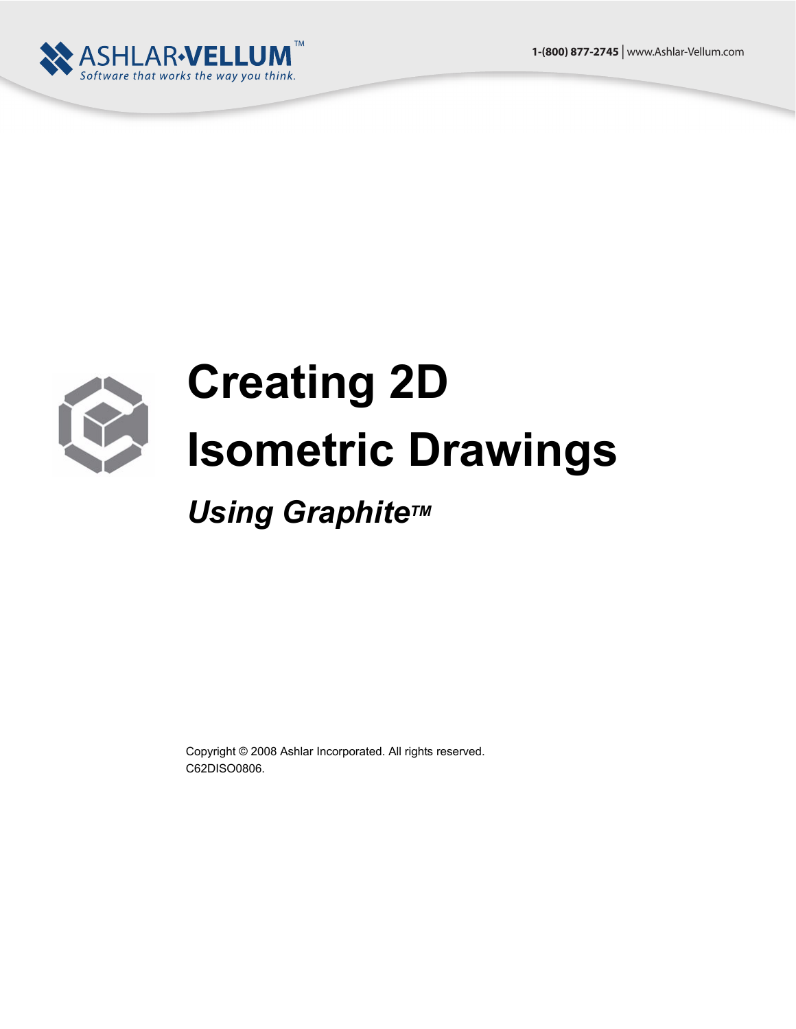# Creating 2D Isometric Drawings

## *Using Graphite™*

Copyright © 2008 Ashlar Incorporated. All rights reserved.
C62DISO0806.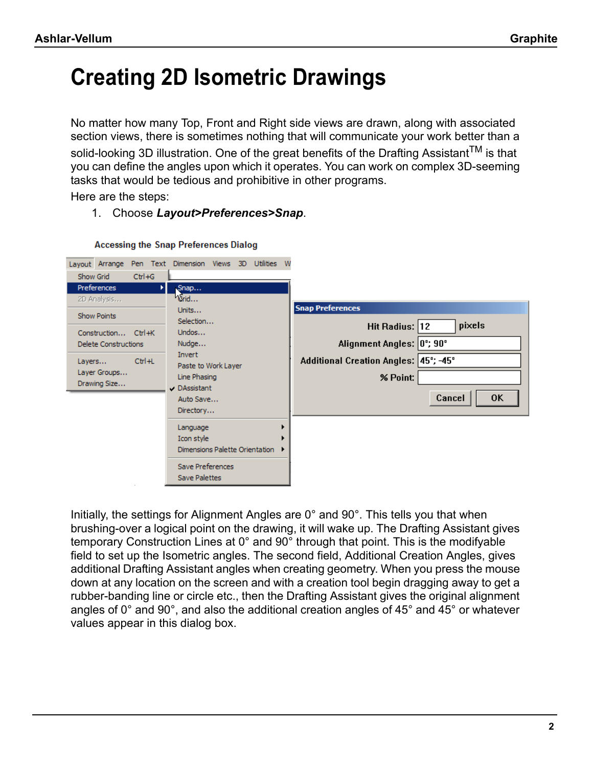# Creating 2D Isometric Drawings

No matter how many Top, Front and Right side views are drawn, along with associated section views, there is sometimes nothing that will communicate your work better than a solid-looking 3D illustration. One of the great benefits of the Drafting Assistant™ is that you can define the angles upon which it operates. You can work on complex 3D-seeming tasks that would be tedious and prohibitive in other programs.

Here are the steps:

1. Choose ***Layout>Preferences>Snap***.

Accessing the Snap Preferences Dialog

Initially, the settings for Alignment Angles are 0° and 90°. This tells you that when brushing-over a logical point on the drawing, it will wake up. The Drafting Assistant gives temporary Construction Lines at 0° and 90° through that point. This is the modifyable field to set up the Isometric angles. The second field, Additional Creation Angles, gives additional Drafting Assistant angles when creating geometry. When you press the mouse down at any location on the screen and with a creation tool begin dragging away to get a rubber-banding line or circle etc., then the Drafting Assistant gives the original alignment angles of 0° and 90°, and also the additional creation angles of 45° and 45° or whatever values appear in this dialog box.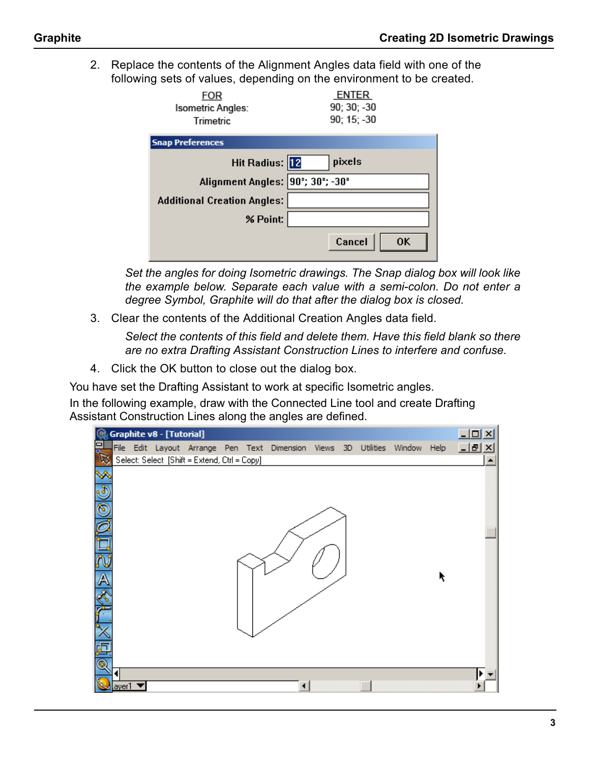2. Replace the contents of the Alignment Angles data field with one of the following sets of values, depending on the environment to be created.

| FOR | ENTER |
| --- | --- |
| Isometric Angles: | 90; 30; -30 |
| Trimetric | 90; 15; -30 |

*Set the angles for doing Isometric drawings. The Snap dialog box will look like the example below. Separate each value with a semi-colon. Do not enter a degree Symbol, Graphite will do that after the dialog box is closed.*

3. Clear the contents of the Additional Creation Angles data field.

   *Select the contents of this field and delete them. Have this field blank so there are no extra Drafting Assistant Construction Lines to interfere and confuse.*

4. Click the OK button to close out the dialog box.

You have set the Drafting Assistant to work at specific Isometric angles.

In the following example, draw with the Connected Line tool and create Drafting Assistant Construction Lines along the angles are defined.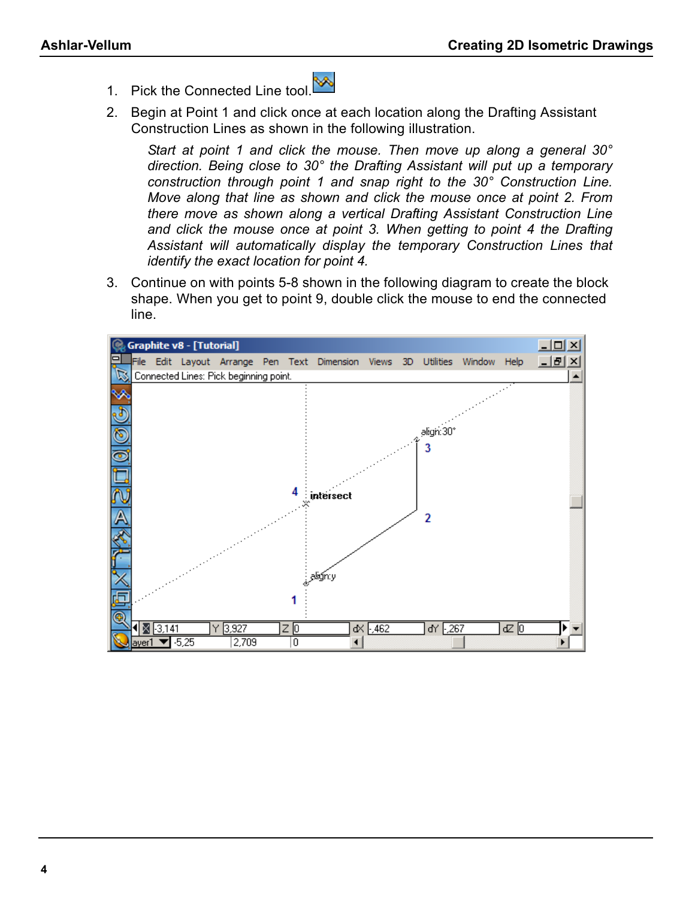1. Pick the Connected Line tool.
2. Begin at Point 1 and click once at each location along the Drafting Assistant Construction Lines as shown in the following illustration.

   *Start at point 1 and click the mouse. Then move up along a general 30° direction. Being close to 30° the Drafting Assistant will put up a temporary construction through point 1 and snap right to the 30° Construction Line. Move along that line as shown and click the mouse once at point 2. From there move as shown along a vertical Drafting Assistant Construction Line and click the mouse once at point 3. When getting to point 4 the Drafting Assistant will automatically display the temporary Construction Lines that identify the exact location for point 4.*

3. Continue on with points 5-8 shown in the following diagram to create the block shape. When you get to point 9, double click the mouse to end the connected line.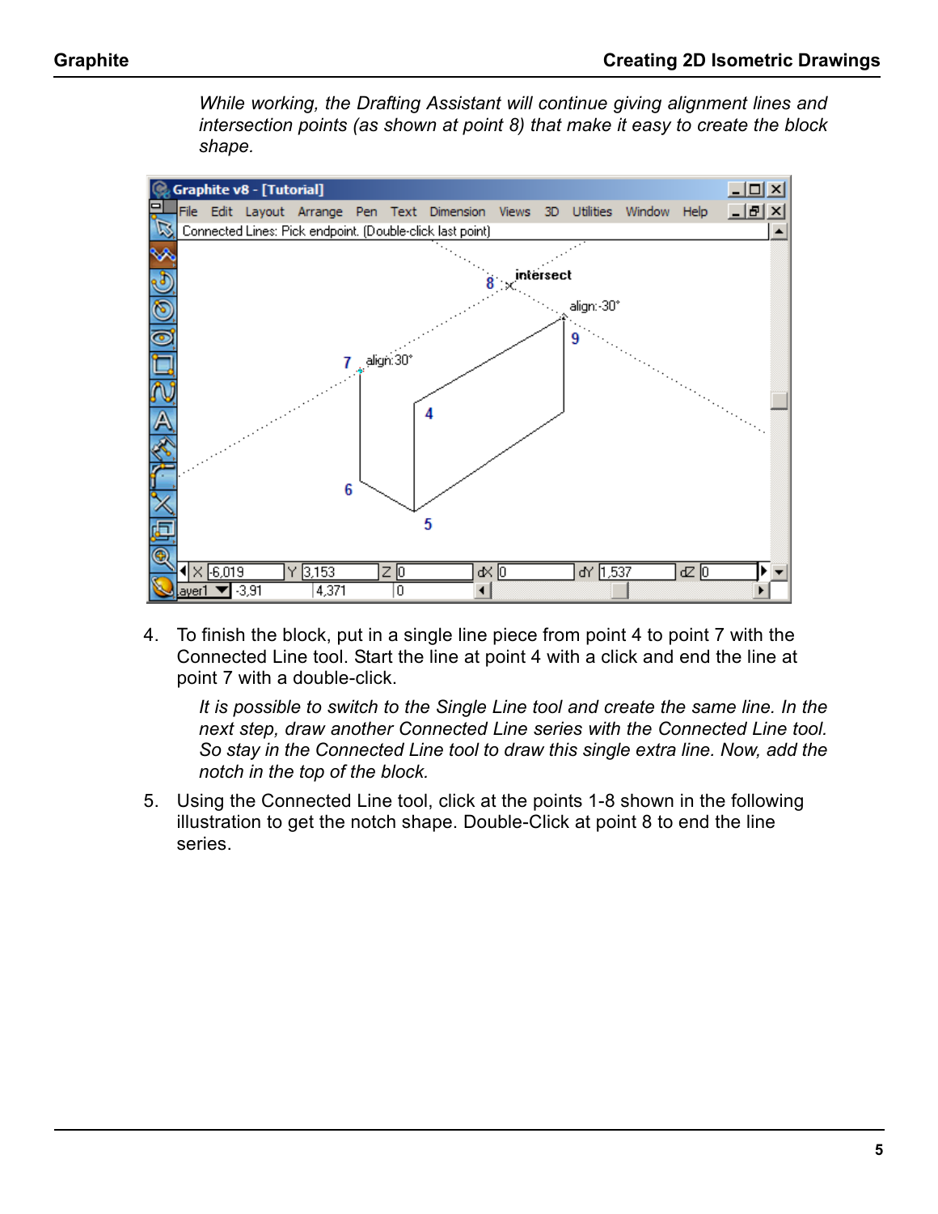*While working, the Drafting Assistant will continue giving alignment lines and intersection points (as shown at point 8) that make it easy to create the block shape.*

4. To finish the block, put in a single line piece from point 4 to point 7 with the Connected Line tool. Start the line at point 4 with a click and end the line at point 7 with a double-click.

   *It is possible to switch to the Single Line tool and create the same line. In the next step, draw another Connected Line series with the Connected Line tool. So stay in the Connected Line tool to draw this single extra line. Now, add the notch in the top of the block.*

5. Using the Connected Line tool, click at the points 1-8 shown in the following illustration to get the notch shape. Double-Click at point 8 to end the line series.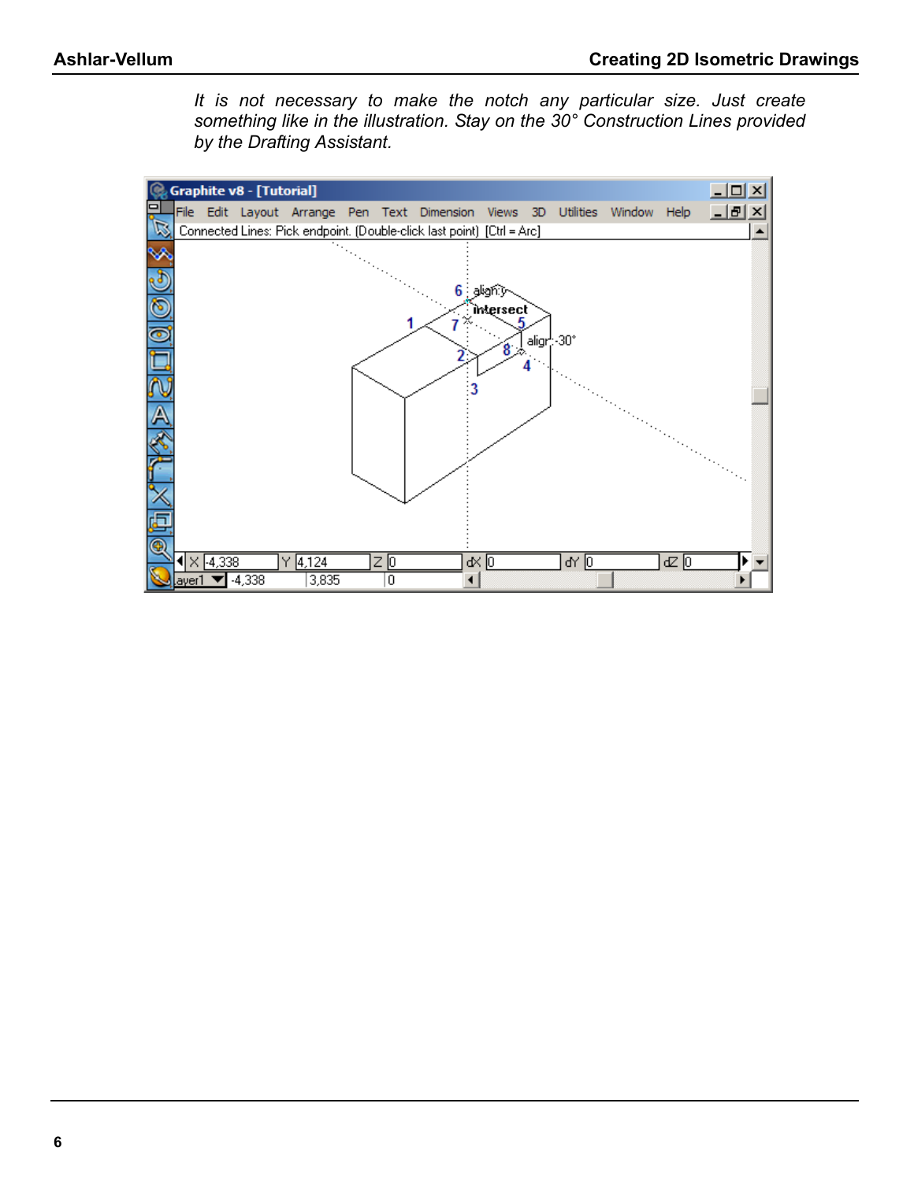*It is not necessary to make the notch any particular size. Just create something like in the illustration. Stay on the 30° Construction Lines provided by the Drafting Assistant.*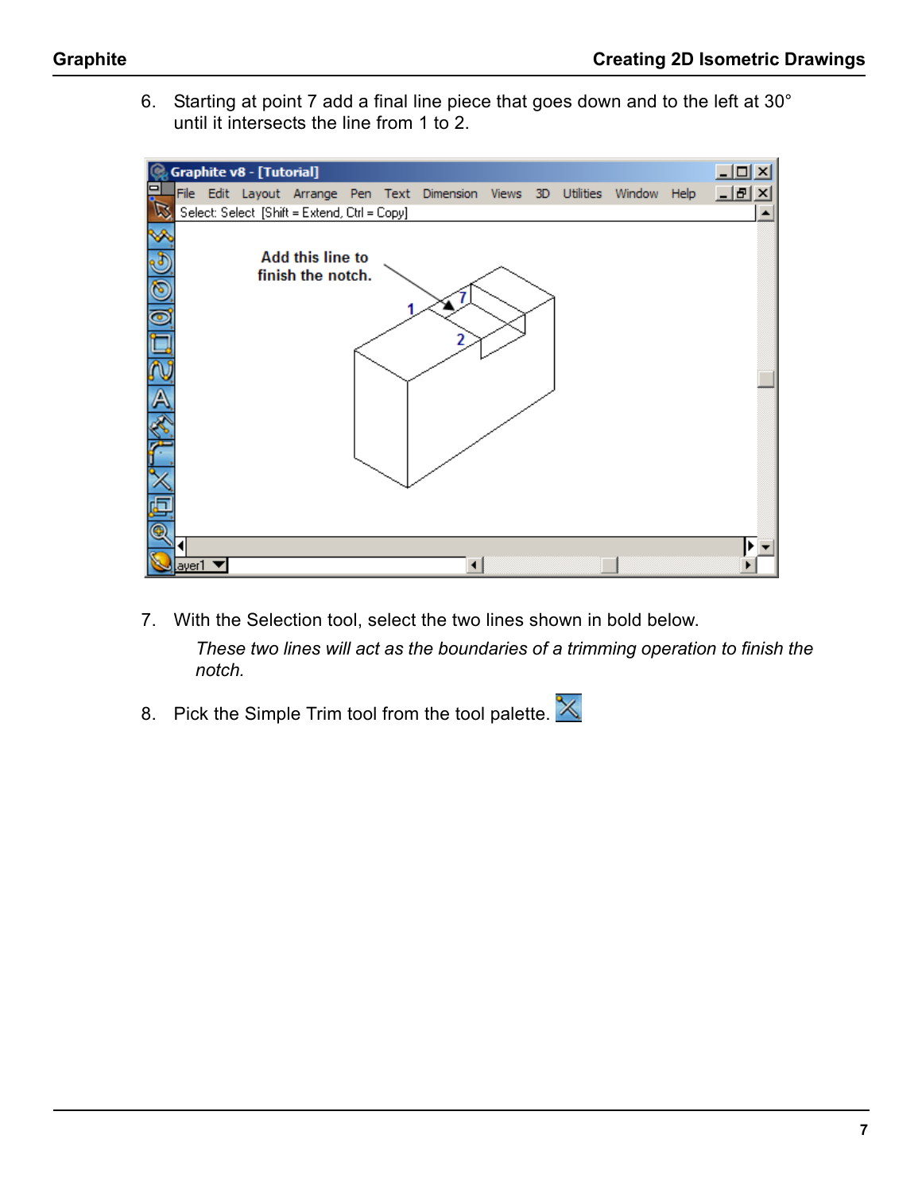6. Starting at point 7 add a final line piece that goes down and to the left at 30° until it intersects the line from 1 to 2.

7. With the Selection tool, select the two lines shown in bold below.

   *These two lines will act as the boundaries of a trimming operation to finish the notch.*

8. Pick the Simple Trim tool from the tool palette.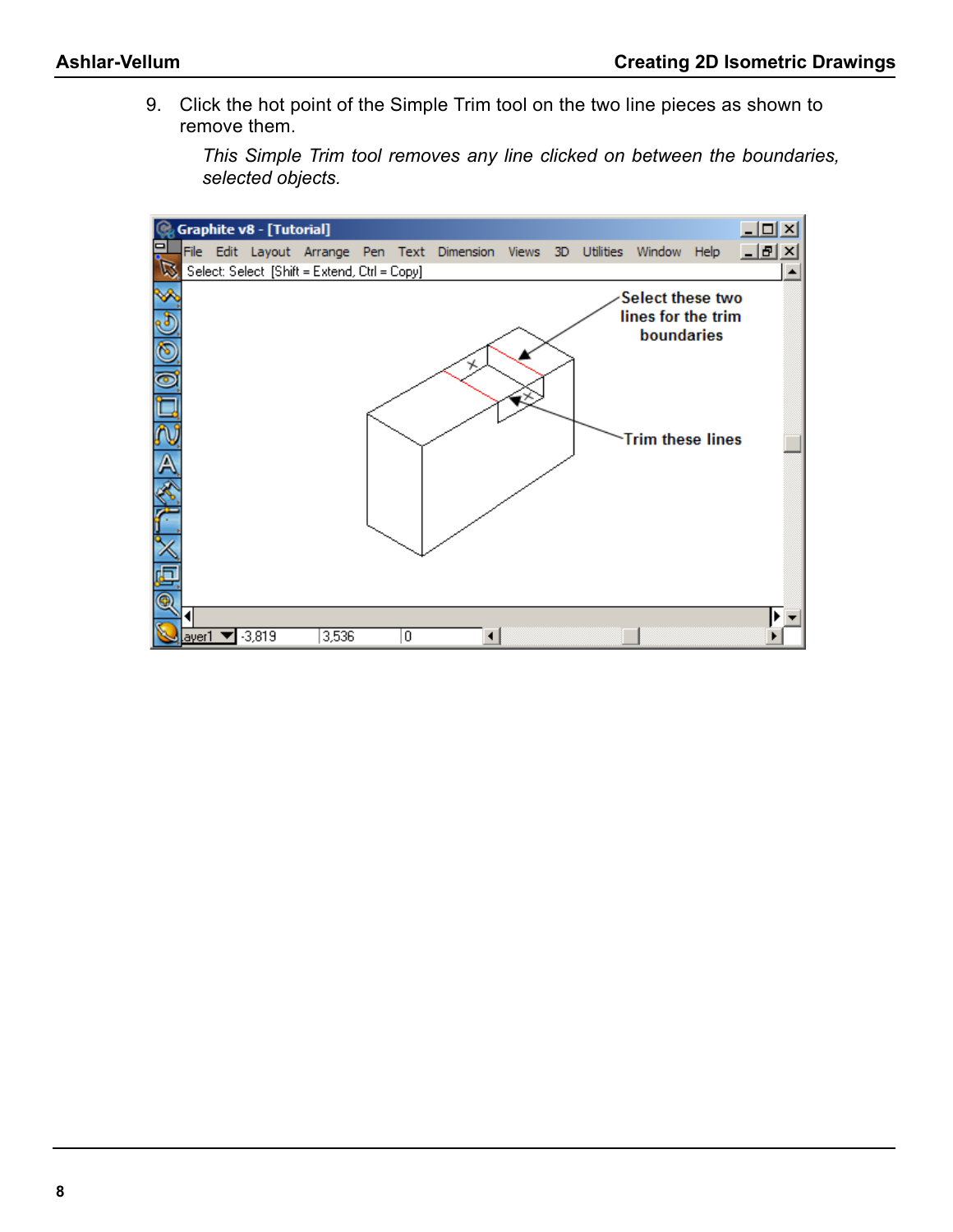9. Click the hot point of the Simple Trim tool on the two line pieces as shown to remove them.

   *This Simple Trim tool removes any line clicked on between the boundaries, selected objects.*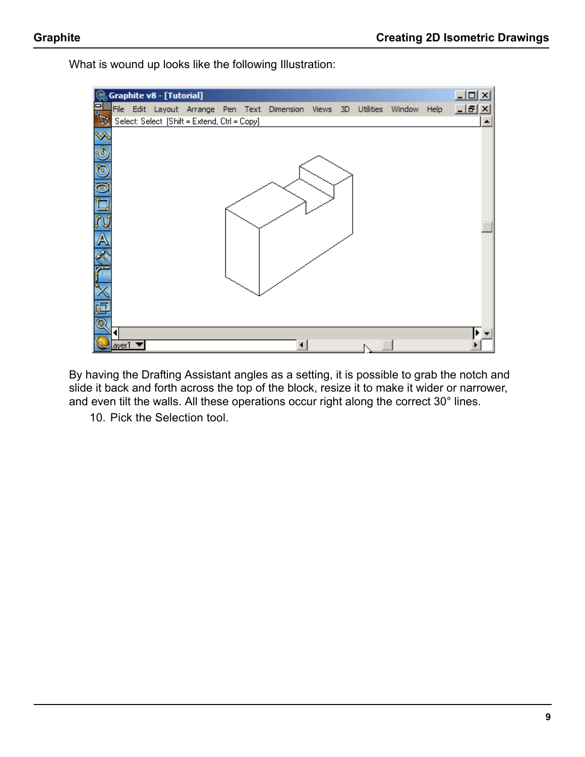What is wound up looks like the following Illustration:

By having the Drafting Assistant angles as a setting, it is possible to grab the notch and slide it back and forth across the top of the block, resize it to make it wider or narrower, and even tilt the walls. All these operations occur right along the correct 30° lines.

10. Pick the Selection tool.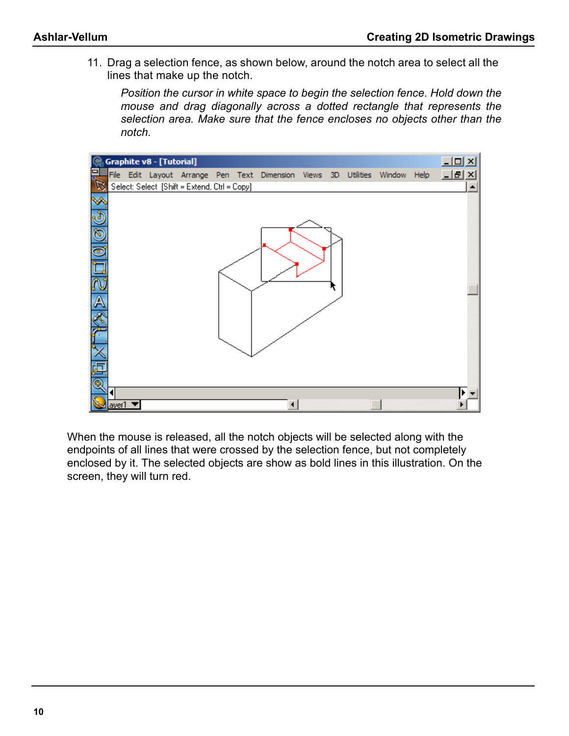11. Drag a selection fence, as shown below, around the notch area to select all the lines that make up the notch.

    *Position the cursor in white space to begin the selection fence. Hold down the mouse and drag diagonally across a dotted rectangle that represents the selection area. Make sure that the fence encloses no objects other than the notch.*

When the mouse is released, all the notch objects will be selected along with the endpoints of all lines that were crossed by the selection fence, but not completely enclosed by it. The selected objects are show as bold lines in this illustration. On the screen, they will turn red.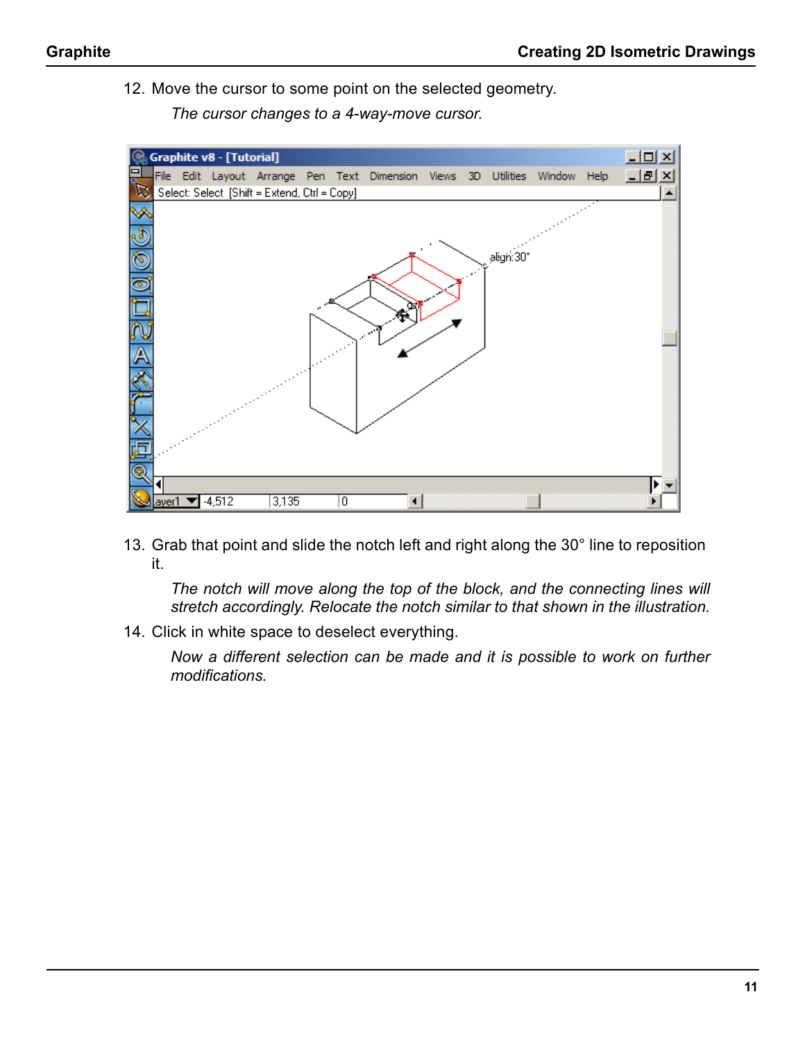12. Move the cursor to some point on the selected geometry.

    *The cursor changes to a 4-way-move cursor.*

13. Grab that point and slide the notch left and right along the 30° line to reposition it.

    *The notch will move along the top of the block, and the connecting lines will stretch accordingly. Relocate the notch similar to that shown in the illustration.*

14. Click in white space to deselect everything.

    *Now a different selection can be made and it is possible to work on further modifications.*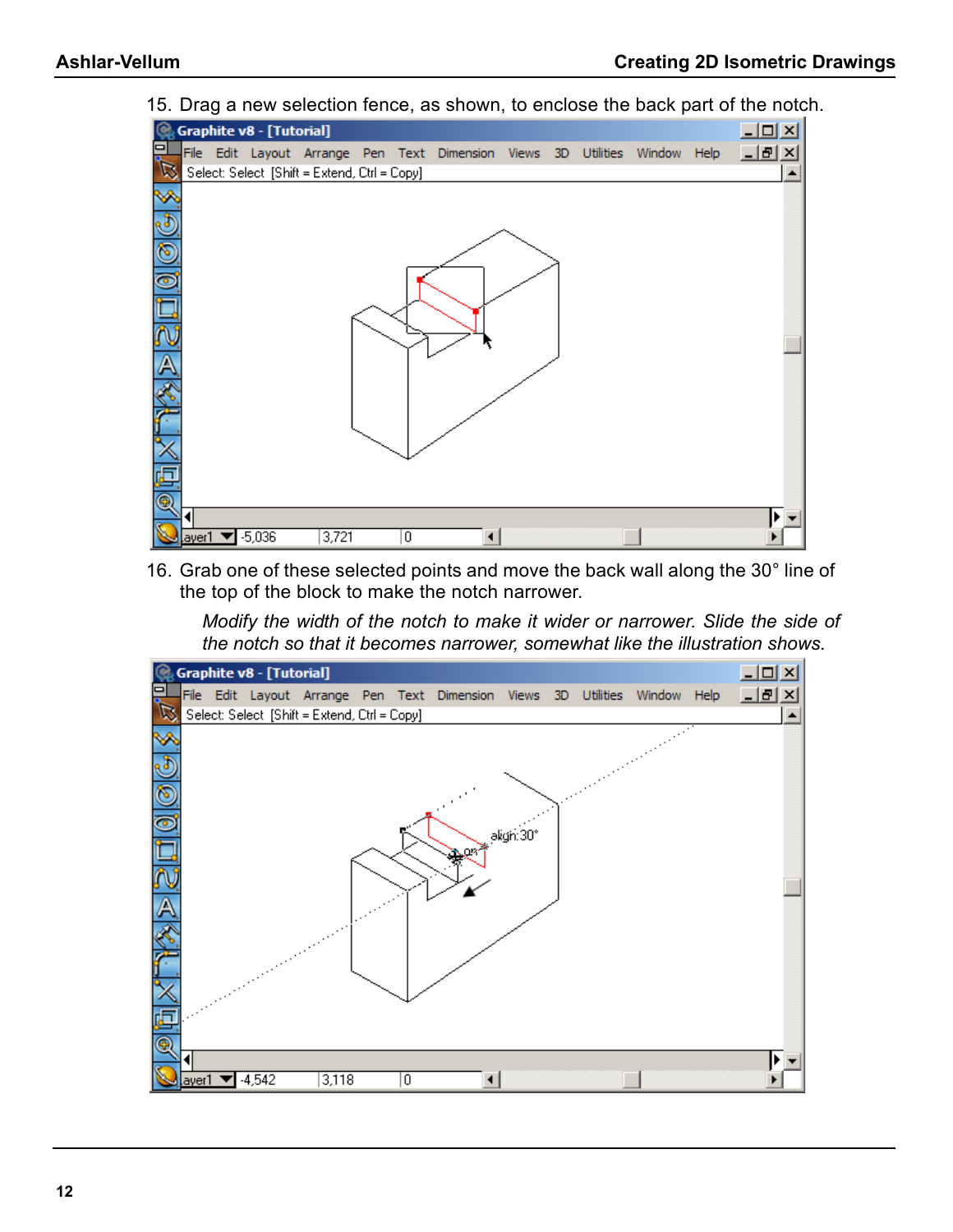15. Drag a new selection fence, as shown, to enclose the back part of the notch.

16. Grab one of these selected points and move the back wall along the 30° line of the top of the block to make the notch narrower.

    *Modify the width of the notch to make it wider or narrower. Slide the side of the notch so that it becomes narrower, somewhat like the illustration shows.*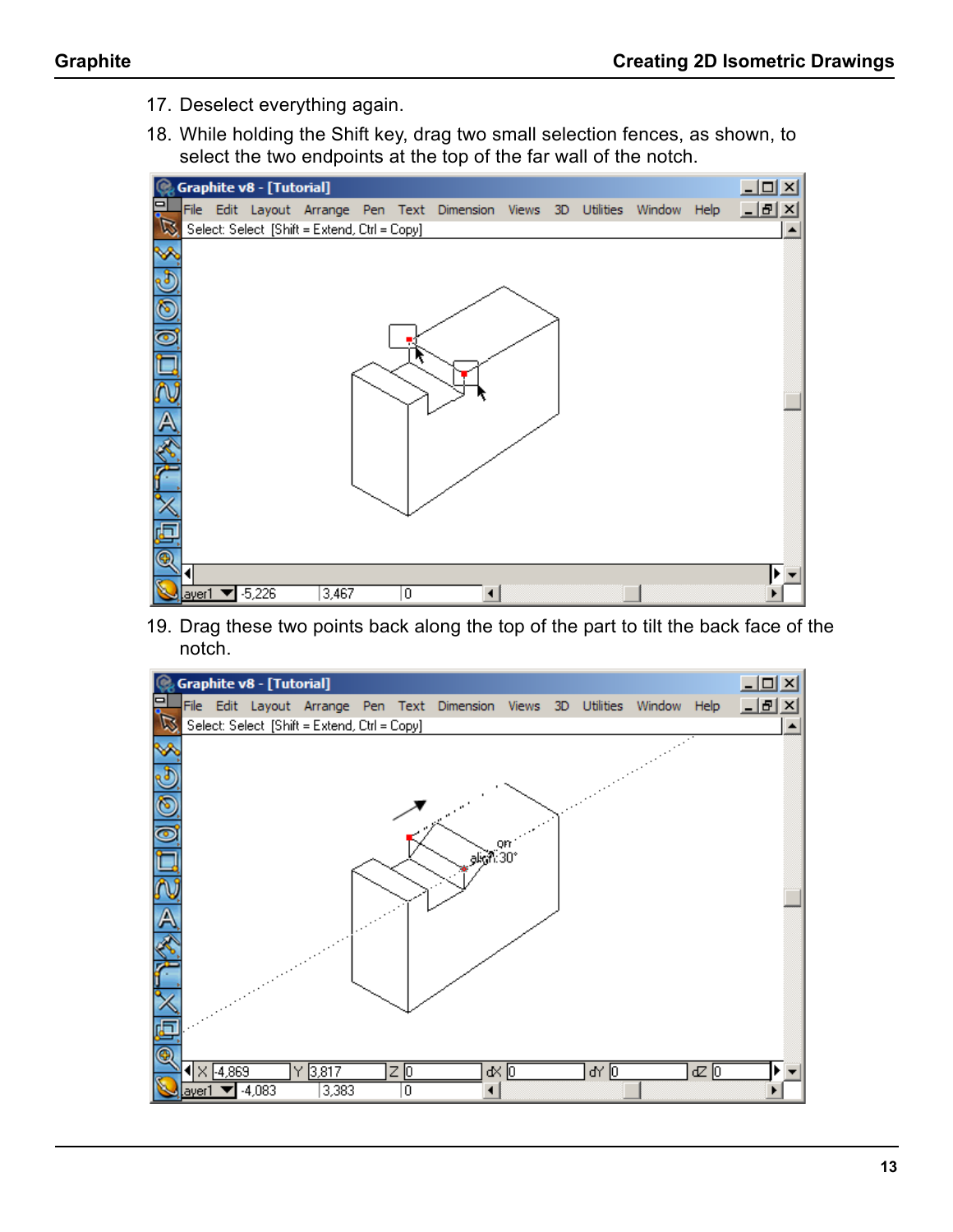17. Deselect everything again.
18. While holding the Shift key, drag two small selection fences, as shown, to select the two endpoints at the top of the far wall of the notch.

19. Drag these two points back along the top of the part to tilt the back face of the notch.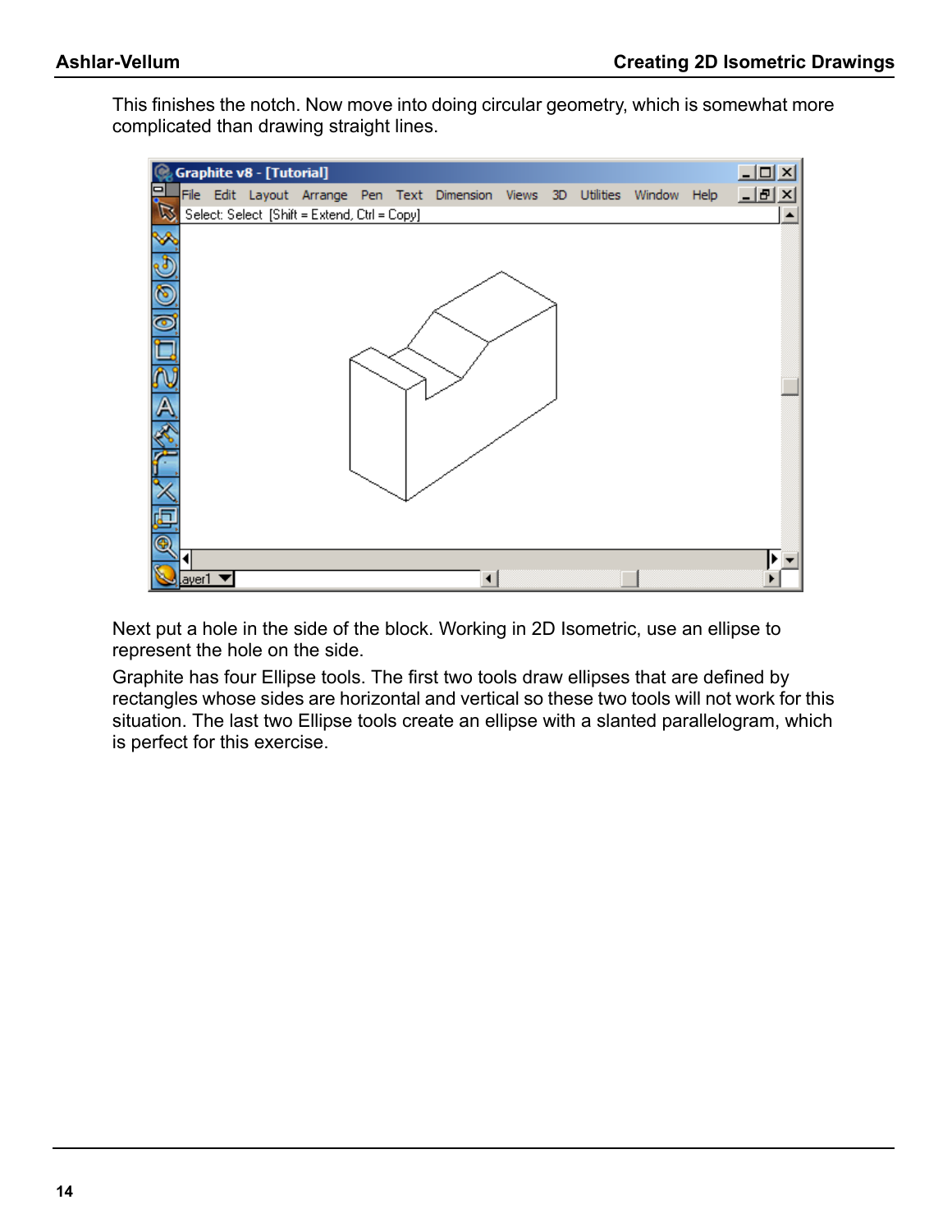This finishes the notch. Now move into doing circular geometry, which is somewhat more complicated than drawing straight lines.

Next put a hole in the side of the block. Working in 2D Isometric, use an ellipse to represent the hole on the side.

Graphite has four Ellipse tools. The first two tools draw ellipses that are defined by rectangles whose sides are horizontal and vertical so these two tools will not work for this situation. The last two Ellipse tools create an ellipse with a slanted parallelogram, which is perfect for this exercise.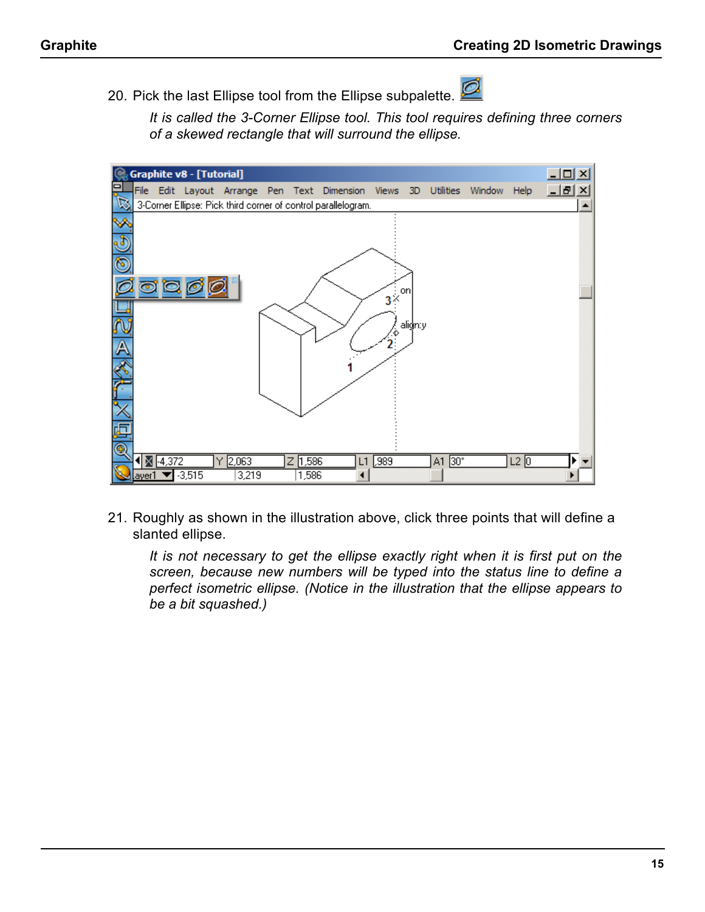20. Pick the last Ellipse tool from the Ellipse subpalette.

    *It is called the 3-Corner Ellipse tool. This tool requires defining three corners of a skewed rectangle that will surround the ellipse.*

21. Roughly as shown in the illustration above, click three points that will define a slanted ellipse.

    *It is not necessary to get the ellipse exactly right when it is first put on the screen, because new numbers will be typed into the status line to define a perfect isometric ellipse. (Notice in the illustration that the ellipse appears to be a bit squashed.)*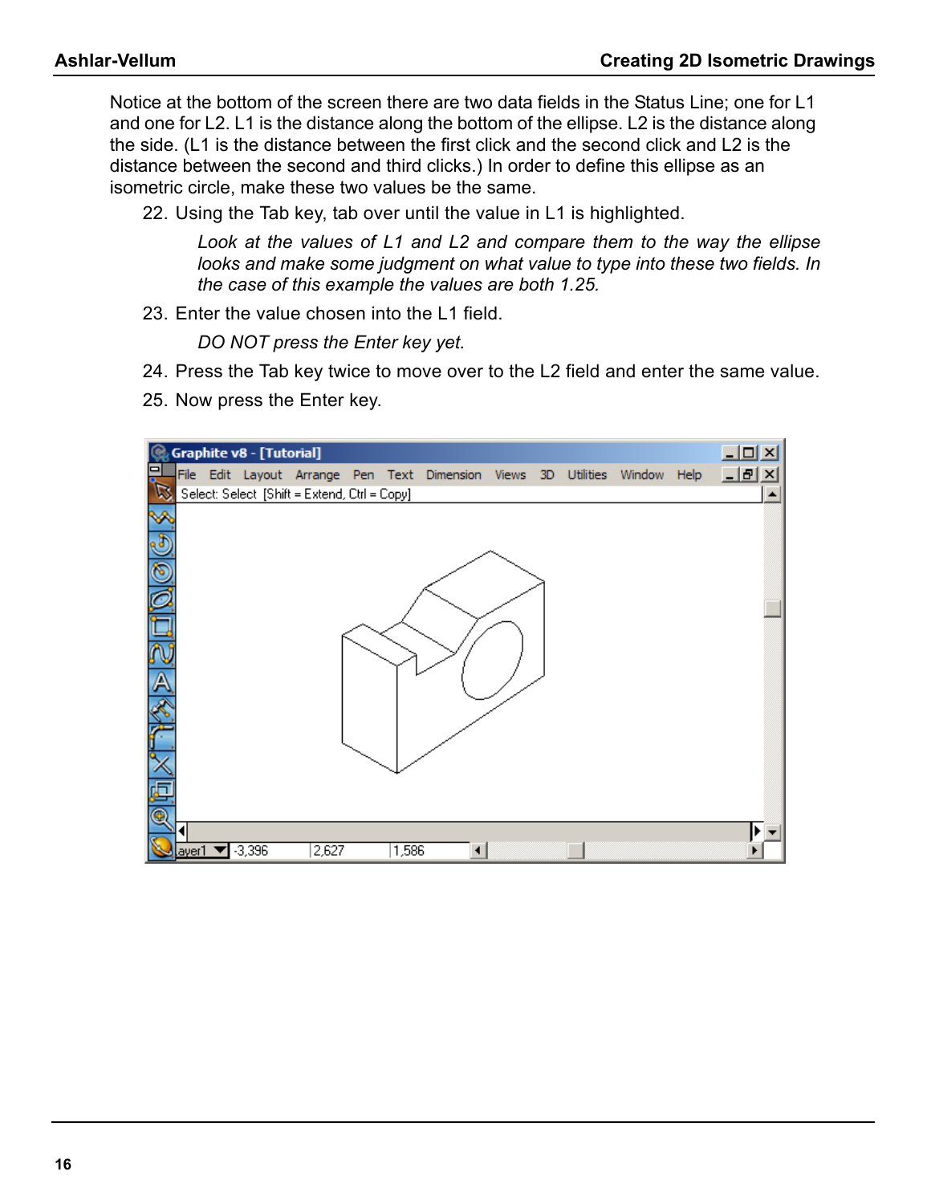Notice at the bottom of the screen there are two data fields in the Status Line; one for L1 and one for L2. L1 is the distance along the bottom of the ellipse. L2 is the distance along the side. (L1 is the distance between the first click and the second click and L2 is the distance between the second and third clicks.) In order to define this ellipse as an isometric circle, make these two values be the same.

22. Using the Tab key, tab over until the value in L1 is highlighted.

    *Look at the values of L1 and L2 and compare them to the way the ellipse looks and make some judgment on what value to type into these two fields. In the case of this example the values are both 1.25.*

23. Enter the value chosen into the L1 field.

    *DO NOT press the Enter key yet.*

24. Press the Tab key twice to move over to the L2 field and enter the same value.
25. Now press the Enter key.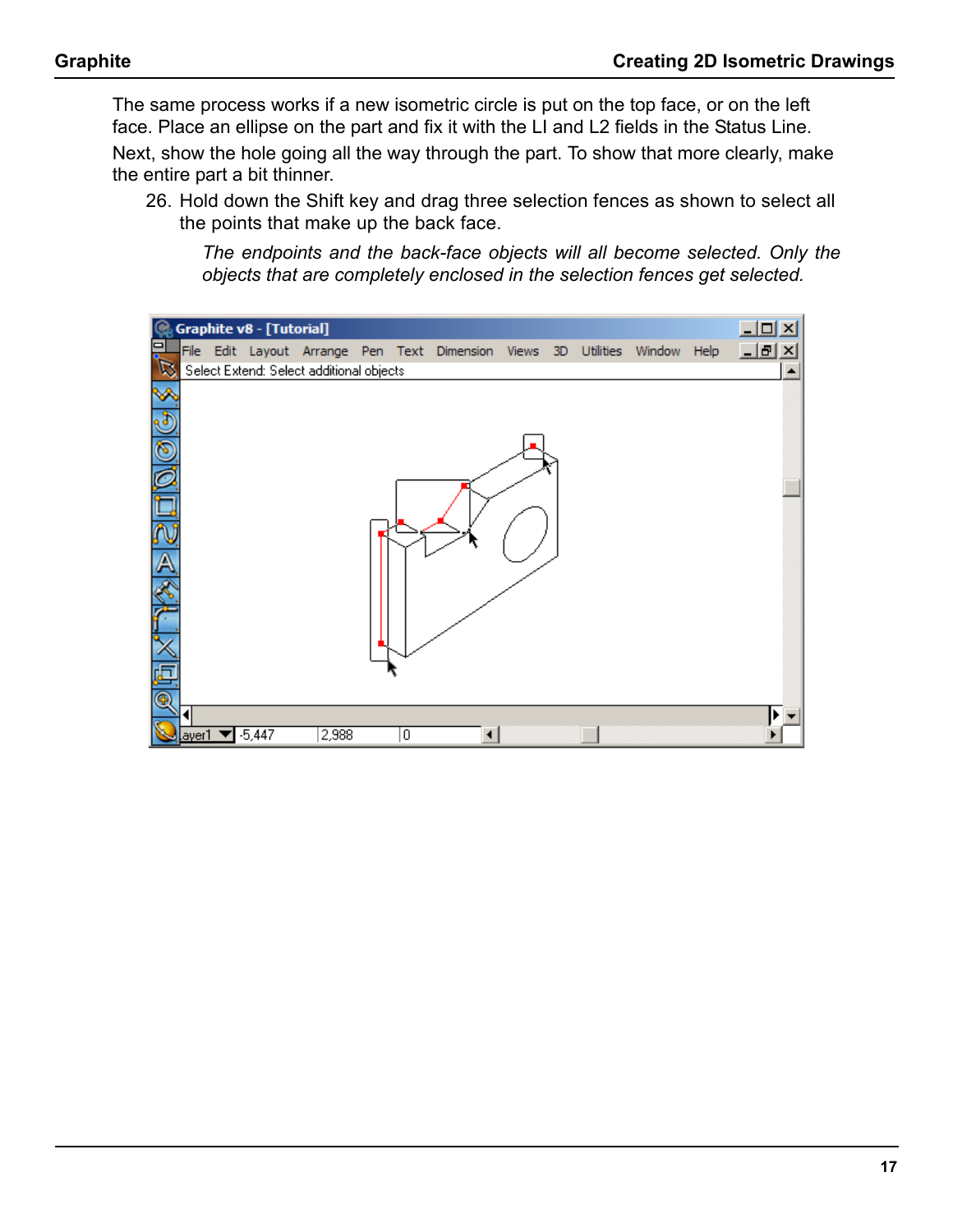The same process works if a new isometric circle is put on the top face, or on the left face. Place an ellipse on the part and fix it with the LI and L2 fields in the Status Line.

Next, show the hole going all the way through the part. To show that more clearly, make the entire part a bit thinner.

26. Hold down the Shift key and drag three selection fences as shown to select all the points that make up the back face.

    *The endpoints and the back-face objects will all become selected. Only the objects that are completely enclosed in the selection fences get selected.*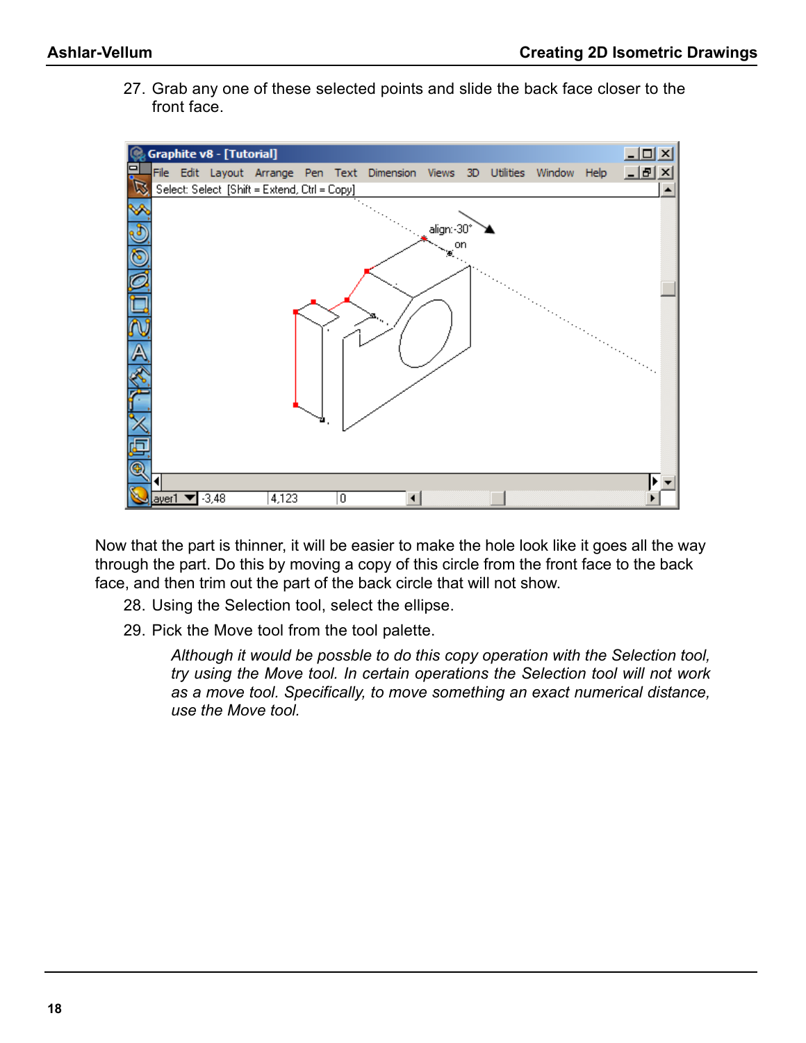27. Grab any one of these selected points and slide the back face closer to the front face.

Now that the part is thinner, it will be easier to make the hole look like it goes all the way through the part. Do this by moving a copy of this circle from the front face to the back face, and then trim out the part of the back circle that will not show.

28. Using the Selection tool, select the ellipse.
29. Pick the Move tool from the tool palette.

    *Although it would be possble to do this copy operation with the Selection tool, try using the Move tool. In certain operations the Selection tool will not work as a move tool. Specifically, to move something an exact numerical distance, use the Move tool.*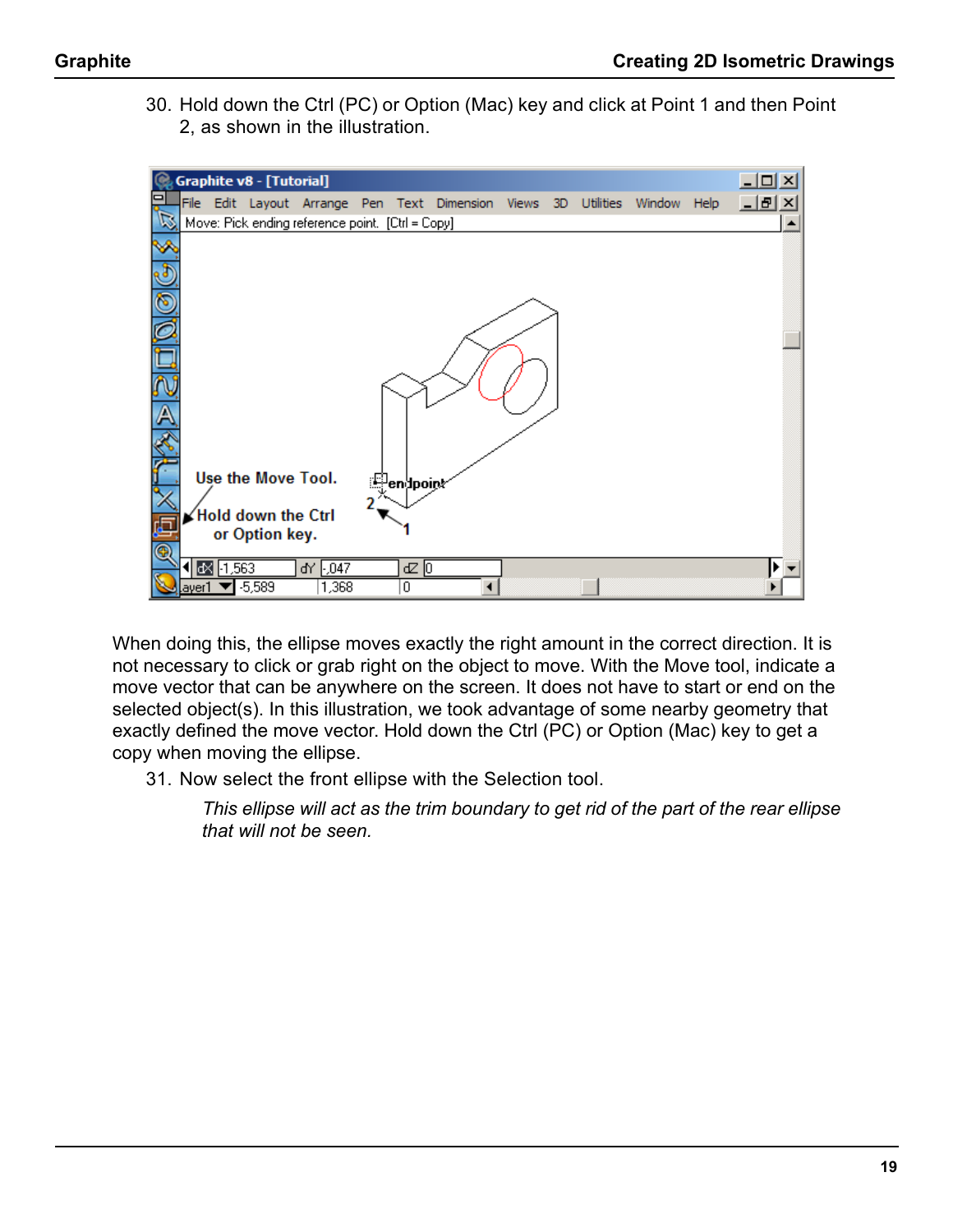30. Hold down the Ctrl (PC) or Option (Mac) key and click at Point 1 and then Point 2, as shown in the illustration.

When doing this, the ellipse moves exactly the right amount in the correct direction. It is not necessary to click or grab right on the object to move. With the Move tool, indicate a move vector that can be anywhere on the screen. It does not have to start or end on the selected object(s). In this illustration, we took advantage of some nearby geometry that exactly defined the move vector. Hold down the Ctrl (PC) or Option (Mac) key to get a copy when moving the ellipse.

31. Now select the front ellipse with the Selection tool.

    *This ellipse will act as the trim boundary to get rid of the part of the rear ellipse that will not be seen.*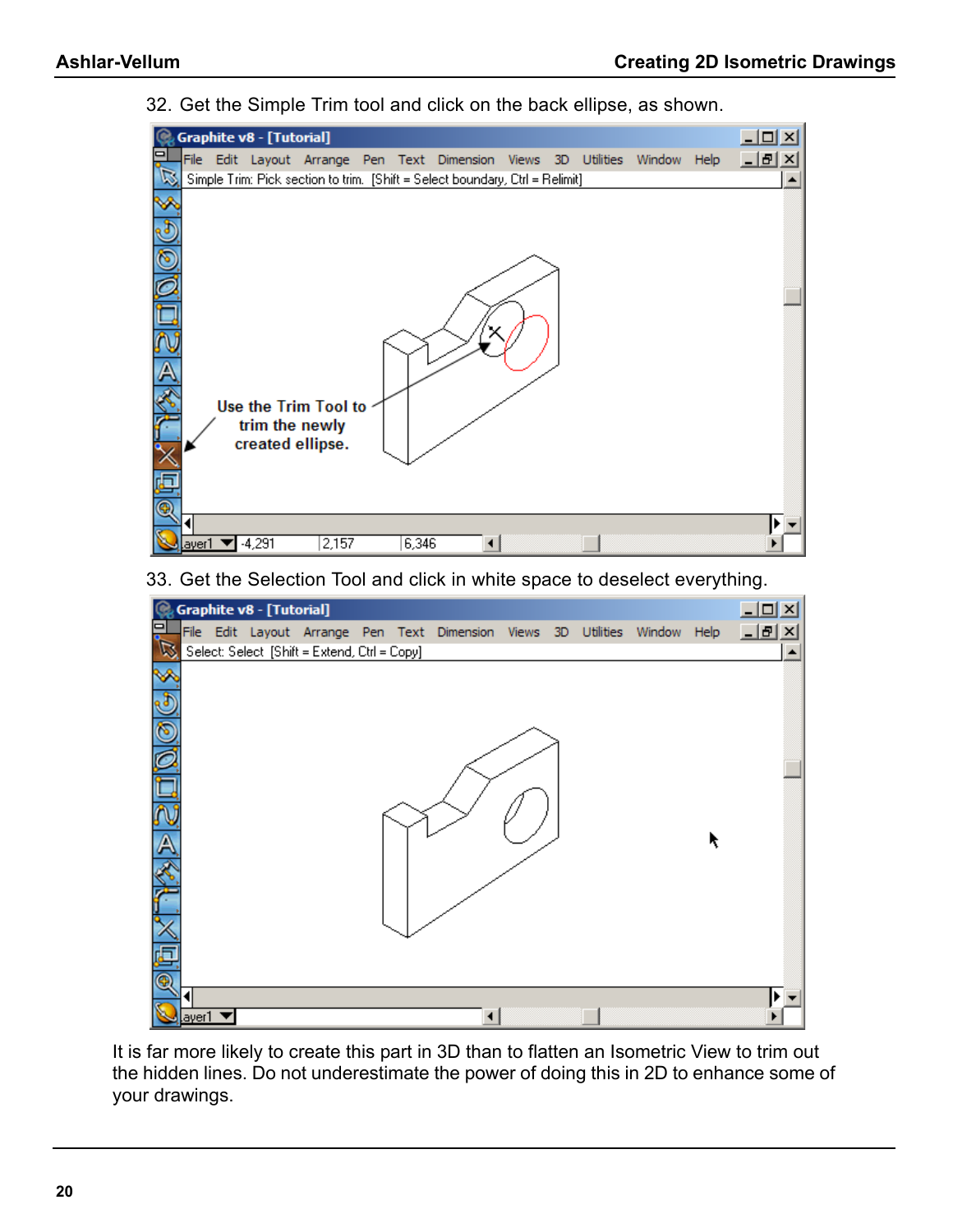32. Get the Simple Trim tool and click on the back ellipse, as shown.

33. Get the Selection Tool and click in white space to deselect everything.

It is far more likely to create this part in 3D than to flatten an Isometric View to trim out the hidden lines. Do not underestimate the power of doing this in 2D to enhance some of your drawings.